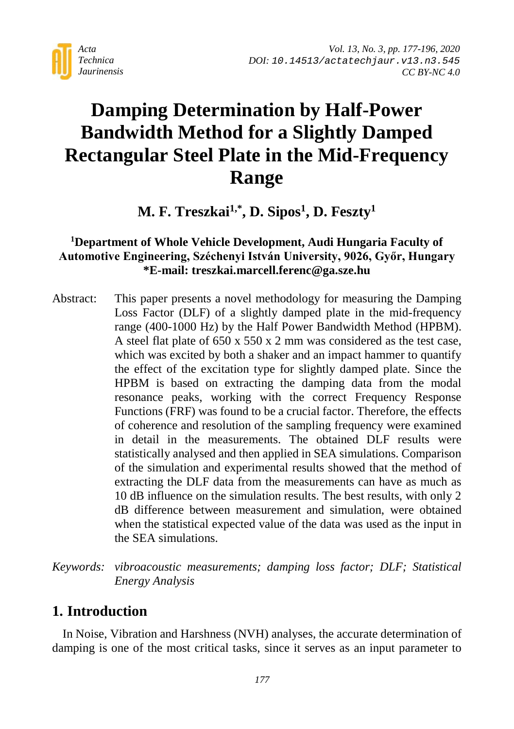# Damping Determination by Half-Power Bandwidth Method for a Slightly Damped Rectangular Steel Plate in the Mid-Frequency Range

**M. F. Treszkai[1,*], D. Sipos[1], D. Feszty[1]**

**[1]Department of Whole Vehicle Development, Audi Hungaria Faculty of Automotive Engineering, Széchenyi István University, 9026, Győr, Hungary**
**\*E-mail: treszkai.marcell.ferenc@ga.sze.hu**

Abstract: This paper presents a novel methodology for measuring the Damping Loss Factor (DLF) of a slightly damped plate in the mid-frequency range (400-1000 Hz) by the Half Power Bandwidth Method (HPBM). A steel flat plate of 650 x 550 x 2 mm was considered as the test case, which was excited by both a shaker and an impact hammer to quantify the effect of the excitation type for slightly damped plate. Since the HPBM is based on extracting the damping data from the modal resonance peaks, working with the correct Frequency Response Functions (FRF) was found to be a crucial factor. Therefore, the effects of coherence and resolution of the sampling frequency were examined in detail in the measurements. The obtained DLF results were statistically analysed and then applied in SEA simulations. Comparison of the simulation and experimental results showed that the method of extracting the DLF data from the measurements can have as much as 10 dB influence on the simulation results. The best results, with only 2 dB difference between measurement and simulation, were obtained when the statistical expected value of the data was used as the input in the SEA simulations.

*Keywords: vibroacoustic measurements; damping loss factor; DLF; Statistical Energy Analysis*

## 1. Introduction

In Noise, Vibration and Harshness (NVH) analyses, the accurate determination of damping is one of the most critical tasks, since it serves as an input parameter to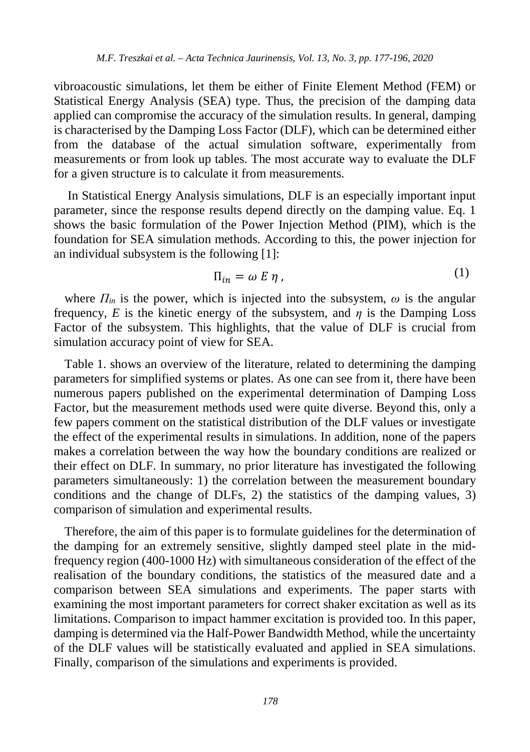vibroacoustic simulations, let them be either of Finite Element Method (FEM) or Statistical Energy Analysis (SEA) type. Thus, the precision of the damping data applied can compromise the accuracy of the simulation results. In general, damping is characterised by the Damping Loss Factor (DLF), which can be determined either from the database of the actual simulation software, experimentally from measurements or from look up tables. The most accurate way to evaluate the DLF for a given structure is to calculate it from measurements.

In Statistical Energy Analysis simulations, DLF is an especially important input parameter, since the response results depend directly on the damping value. Eq. 1 shows the basic formulation of the Power Injection Method (PIM), which is the foundation for SEA simulation methods. According to this, the power injection for an individual subsystem is the following [1]:

$$\Pi_{in} = \omega \, E \, \eta \, , \tag{1}$$

where $\Pi_{in}$ is the power, which is injected into the subsystem, $\omega$ is the angular frequency, $E$ is the kinetic energy of the subsystem, and $\eta$ is the Damping Loss Factor of the subsystem. This highlights, that the value of DLF is crucial from simulation accuracy point of view for SEA.

Table 1. shows an overview of the literature, related to determining the damping parameters for simplified systems or plates. As one can see from it, there have been numerous papers published on the experimental determination of Damping Loss Factor, but the measurement methods used were quite diverse. Beyond this, only a few papers comment on the statistical distribution of the DLF values or investigate the effect of the experimental results in simulations. In addition, none of the papers makes a correlation between the way how the boundary conditions are realized or their effect on DLF. In summary, no prior literature has investigated the following parameters simultaneously: 1) the correlation between the measurement boundary conditions and the change of DLFs, 2) the statistics of the damping values, 3) comparison of simulation and experimental results.

Therefore, the aim of this paper is to formulate guidelines for the determination of the damping for an extremely sensitive, slightly damped steel plate in the mid-frequency region (400-1000 Hz) with simultaneous consideration of the effect of the realisation of the boundary conditions, the statistics of the measured date and a comparison between SEA simulations and experiments. The paper starts with examining the most important parameters for correct shaker excitation as well as its limitations. Comparison to impact hammer excitation is provided too. In this paper, damping is determined via the Half-Power Bandwidth Method, while the uncertainty of the DLF values will be statistically evaluated and applied in SEA simulations. Finally, comparison of the simulations and experiments is provided.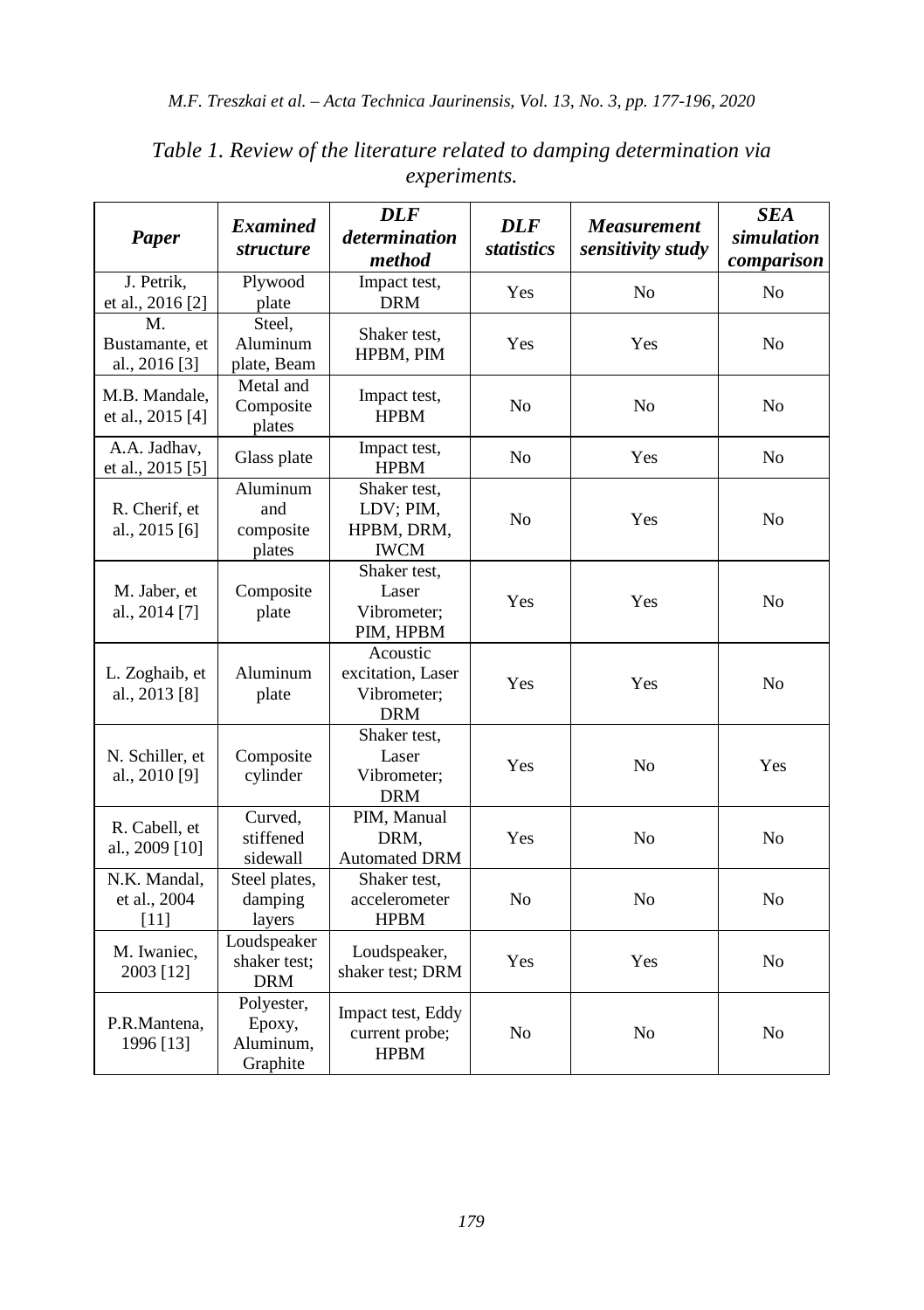*Table 1. Review of the literature related to damping determination via experiments.*

| *Paper* | *Examined structure* | *DLF determination method* | *DLF statistics* | *Measurement sensitivity study* | *SEA simulation comparison* |
|---|---|---|---|---|---|
| J. Petrik, et al., 2016 [2] | Plywood plate | Impact test, DRM | Yes | No | No |
| M. Bustamante, et al., 2016 [3] | Steel, Aluminum plate, Beam | Shaker test, HPBM, PIM | Yes | Yes | No |
| M.B. Mandale, et al., 2015 [4] | Metal and Composite plates | Impact test, HPBM | No | No | No |
| A.A. Jadhav, et al., 2015 [5] | Glass plate | Impact test, HPBM | No | Yes | No |
| R. Cherif, et al., 2015 [6] | Aluminum and composite plates | Shaker test, LDV; PIM, HPBM, DRM, IWCM | No | Yes | No |
| M. Jaber, et al., 2014 [7] | Composite plate | Shaker test, Laser Vibrometer; PIM, HPBM | Yes | Yes | No |
| L. Zoghaib, et al., 2013 [8] | Aluminum plate | Acoustic excitation, Laser Vibrometer; DRM | Yes | Yes | No |
| N. Schiller, et al., 2010 [9] | Composite cylinder | Shaker test, Laser Vibrometer; DRM | Yes | No | Yes |
| R. Cabell, et al., 2009 [10] | Curved, stiffened sidewall | PIM, Manual DRM, Automated DRM | Yes | No | No |
| N.K. Mandal, et al., 2004 [11] | Steel plates, damping layers | Shaker test, accelerometer HPBM | No | No | No |
| M. Iwaniec, 2003 [12] | Loudspeaker shaker test; DRM | Loudspeaker, shaker test; DRM | Yes | Yes | No |
| P.R.Mantena, 1996 [13] | Polyester, Epoxy, Aluminum, Graphite | Impact test, Eddy current probe; HPBM | No | No | No |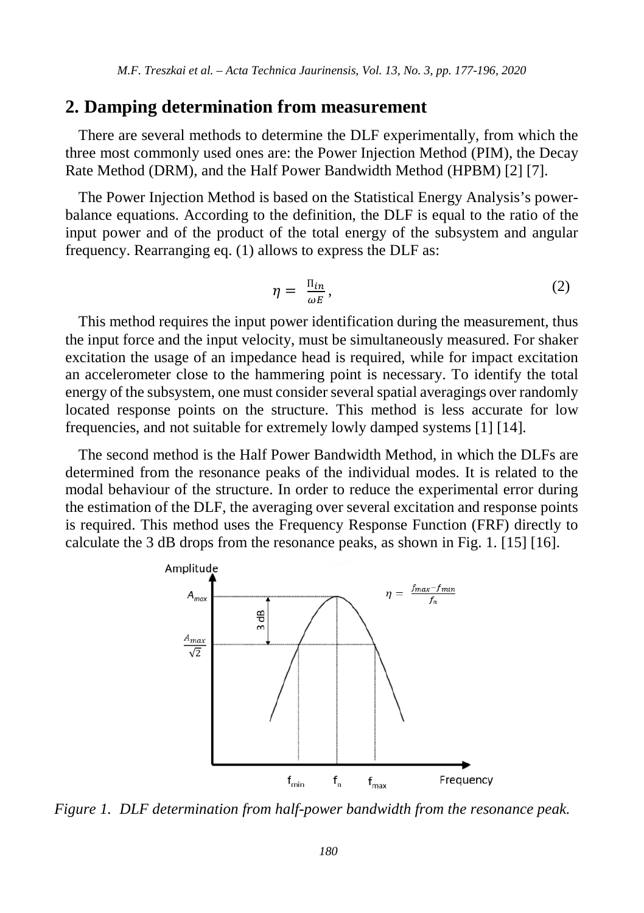## 2. Damping determination from measurement

There are several methods to determine the DLF experimentally, from which the three most commonly used ones are: the Power Injection Method (PIM), the Decay Rate Method (DRM), and the Half Power Bandwidth Method (HPBM) [2] [7].

The Power Injection Method is based on the Statistical Energy Analysis's power-balance equations. According to the definition, the DLF is equal to the ratio of the input power and of the product of the total energy of the subsystem and angular frequency. Rearranging eq. (1) allows to express the DLF as:

$$\eta = \frac{\Pi_{in}}{\omega E}, \tag{2}$$

This method requires the input power identification during the measurement, thus the input force and the input velocity, must be simultaneously measured. For shaker excitation the usage of an impedance head is required, while for impact excitation an accelerometer close to the hammering point is necessary. To identify the total energy of the subsystem, one must consider several spatial averagings over randomly located response points on the structure. This method is less accurate for low frequencies, and not suitable for extremely lowly damped systems [1] [14].

The second method is the Half Power Bandwidth Method, in which the DLFs are determined from the resonance peaks of the individual modes. It is related to the modal behaviour of the structure. In order to reduce the experimental error during the estimation of the DLF, the averaging over several excitation and response points is required. This method uses the Frequency Response Function (FRF) directly to calculate the 3 dB drops from the resonance peaks, as shown in Fig. 1. [15] [16].

*Figure 1. DLF determination from half-power bandwidth from the resonance peak.*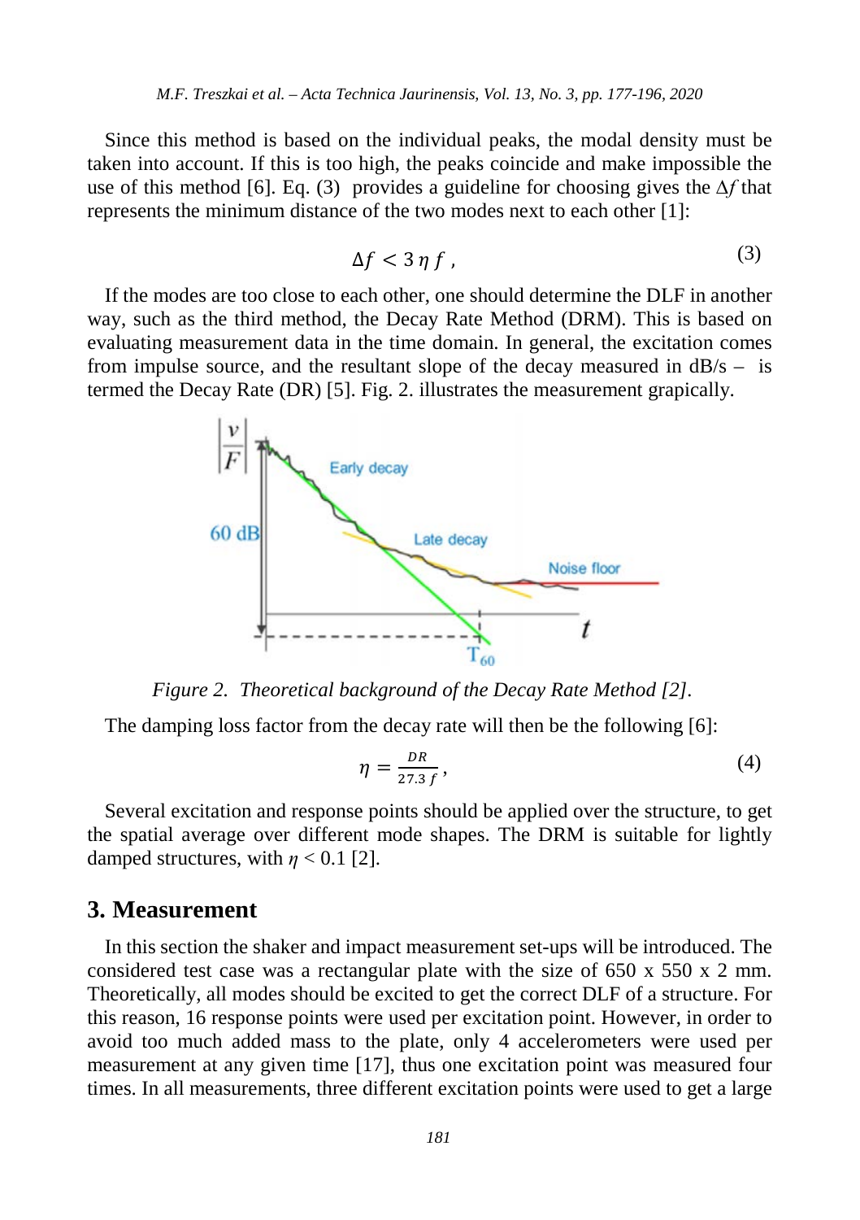Since this method is based on the individual peaks, the modal density must be taken into account. If this is too high, the peaks coincide and make impossible the use of this method [6]. Eq. (3) provides a guideline for choosing gives the $\Delta f$ that represents the minimum distance of the two modes next to each other [1]:

$$\Delta f < 3\,\eta\, f\,, \tag{3}$$

If the modes are too close to each other, one should determine the DLF in another way, such as the third method, the Decay Rate Method (DRM). This is based on evaluating measurement data in the time domain. In general, the excitation comes from impulse source, and the resultant slope of the decay measured in dB/s – is termed the Decay Rate (DR) [5]. Fig. 2. illustrates the measurement grapically.

*Figure 2. Theoretical background of the Decay Rate Method [2].*

The damping loss factor from the decay rate will then be the following [6]:

$$\eta = \frac{DR}{27.3\, f}\,, \tag{4}$$

Several excitation and response points should be applied over the structure, to get the spatial average over different mode shapes. The DRM is suitable for lightly damped structures, with $\eta < 0.1$ [2].

## 3. Measurement

In this section the shaker and impact measurement set-ups will be introduced. The considered test case was a rectangular plate with the size of 650 x 550 x 2 mm. Theoretically, all modes should be excited to get the correct DLF of a structure. For this reason, 16 response points were used per excitation point. However, in order to avoid too much added mass to the plate, only 4 accelerometers were used per measurement at any given time [17], thus one excitation point was measured four times. In all measurements, three different excitation points were used to get a large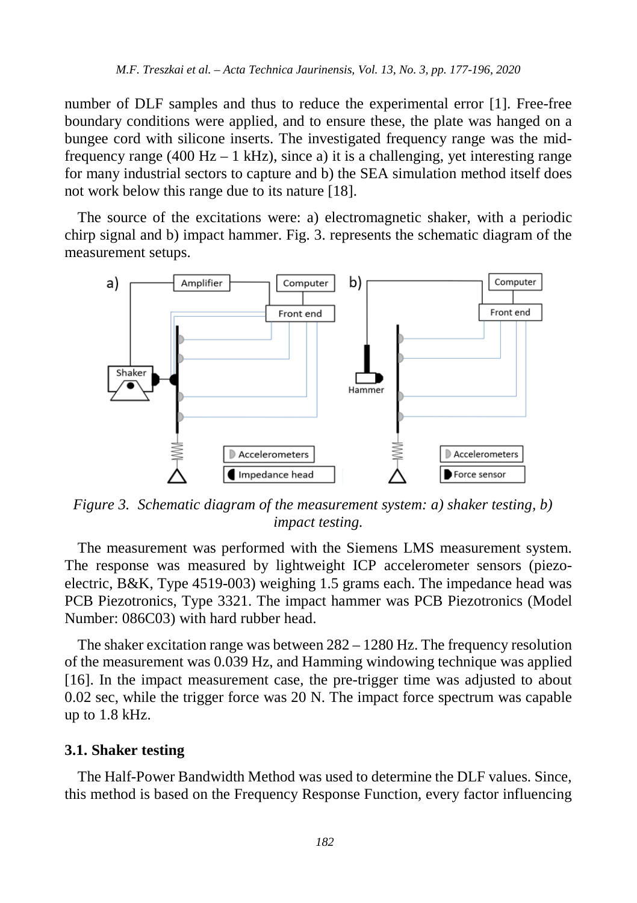number of DLF samples and thus to reduce the experimental error [1]. Free-free boundary conditions were applied, and to ensure these, the plate was hanged on a bungee cord with silicone inserts. The investigated frequency range was the mid-frequency range (400 Hz – 1 kHz), since a) it is a challenging, yet interesting range for many industrial sectors to capture and b) the SEA simulation method itself does not work below this range due to its nature [18].

The source of the excitations were: a) electromagnetic shaker, with a periodic chirp signal and b) impact hammer. Fig. 3. represents the schematic diagram of the measurement setups.

*Figure 3. Schematic diagram of the measurement system: a) shaker testing, b) impact testing.*

The measurement was performed with the Siemens LMS measurement system. The response was measured by lightweight ICP accelerometer sensors (piezo-electric, B&K, Type 4519-003) weighing 1.5 grams each. The impedance head was PCB Piezotronics, Type 3321. The impact hammer was PCB Piezotronics (Model Number: 086C03) with hard rubber head.

The shaker excitation range was between 282 – 1280 Hz. The frequency resolution of the measurement was 0.039 Hz, and Hamming windowing technique was applied [16]. In the impact measurement case, the pre-trigger time was adjusted to about 0.02 sec, while the trigger force was 20 N. The impact force spectrum was capable up to 1.8 kHz.

### 3.1. Shaker testing

The Half-Power Bandwidth Method was used to determine the DLF values. Since, this method is based on the Frequency Response Function, every factor influencing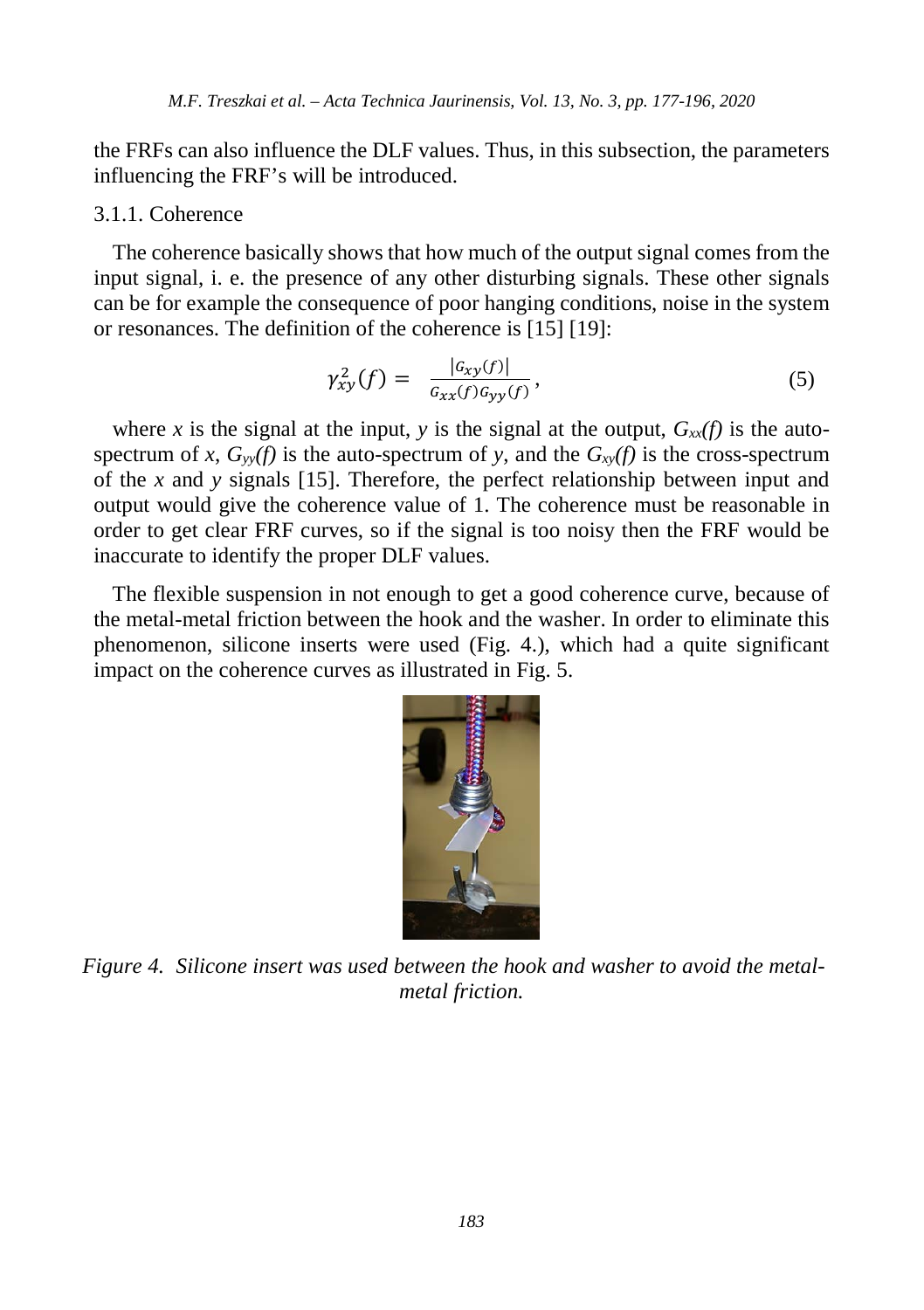the FRFs can also influence the DLF values. Thus, in this subsection, the parameters influencing the FRF's will be introduced.

#### 3.1.1. Coherence

The coherence basically shows that how much of the output signal comes from the input signal, i. e. the presence of any other disturbing signals. These other signals can be for example the consequence of poor hanging conditions, noise in the system or resonances. The definition of the coherence is [15] [19]:

$$\gamma_{xy}^2(f) = \frac{|G_{xy}(f)|}{G_{xx}(f)G_{yy}(f)}, \tag{5}$$

where $x$ is the signal at the input, $y$ is the signal at the output, $G_{xx}(f)$ is the auto-spectrum of $x$, $G_{yy}(f)$ is the auto-spectrum of $y$, and the $G_{xy}(f)$ is the cross-spectrum of the $x$ and $y$ signals [15]. Therefore, the perfect relationship between input and output would give the coherence value of 1. The coherence must be reasonable in order to get clear FRF curves, so if the signal is too noisy then the FRF would be inaccurate to identify the proper DLF values.

The flexible suspension in not enough to get a good coherence curve, because of the metal-metal friction between the hook and the washer. In order to eliminate this phenomenon, silicone inserts were used (Fig. 4.), which had a quite significant impact on the coherence curves as illustrated in Fig. 5.

*Figure 4. Silicone insert was used between the hook and washer to avoid the metal-metal friction.*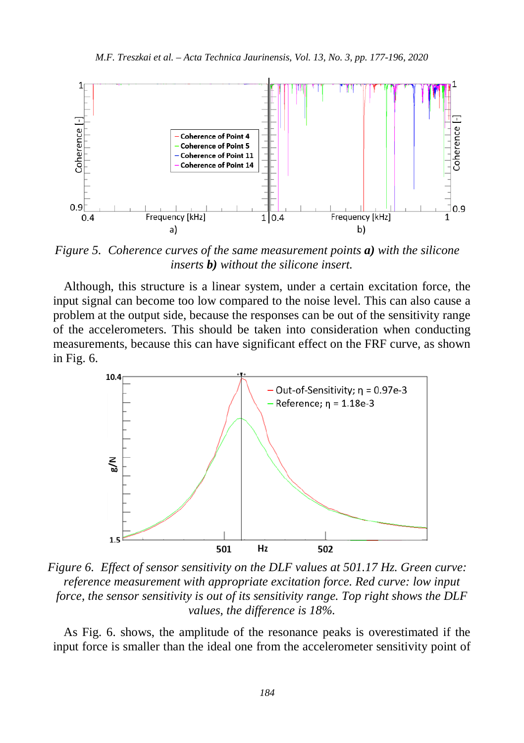*Figure 5. Coherence curves of the same measurement points **a)** with the silicone inserts **b)** without the silicone insert.*

Although, this structure is a linear system, under a certain excitation force, the input signal can become too low compared to the noise level. This can also cause a problem at the output side, because the responses can be out of the sensitivity range of the accelerometers. This should be taken into consideration when conducting measurements, because this can have significant effect on the FRF curve, as shown in Fig. 6.

*Figure 6. Effect of sensor sensitivity on the DLF values at 501.17 Hz. Green curve: reference measurement with appropriate excitation force. Red curve: low input force, the sensor sensitivity is out of its sensitivity range. Top right shows the DLF values, the difference is 18%.*

As Fig. 6. shows, the amplitude of the resonance peaks is overestimated if the input force is smaller than the ideal one from the accelerometer sensitivity point of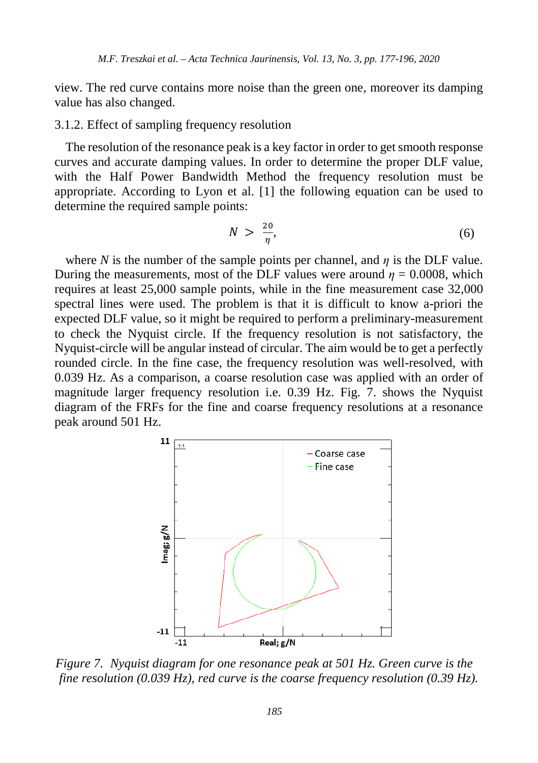view. The red curve contains more noise than the green one, moreover its damping value has also changed.

### 3.1.2. Effect of sampling frequency resolution

The resolution of the resonance peak is a key factor in order to get smooth response curves and accurate damping values. In order to determine the proper DLF value, with the Half Power Bandwidth Method the frequency resolution must be appropriate. According to Lyon et al. [1] the following equation can be used to determine the required sample points:

$$N > \frac{20}{\eta}, \tag{6}$$

where $N$ is the number of the sample points per channel, and $\eta$ is the DLF value. During the measurements, most of the DLF values were around $\eta = 0.0008$, which requires at least 25,000 sample points, while in the fine measurement case 32,000 spectral lines were used. The problem is that it is difficult to know a-priori the expected DLF value, so it might be required to perform a preliminary-measurement to check the Nyquist circle. If the frequency resolution is not satisfactory, the Nyquist-circle will be angular instead of circular. The aim would be to get a perfectly rounded circle. In the fine case, the frequency resolution was well-resolved, with 0.039 Hz. As a comparison, a coarse resolution case was applied with an order of magnitude larger frequency resolution i.e. 0.39 Hz. Fig. 7. shows the Nyquist diagram of the FRFs for the fine and coarse frequency resolutions at a resonance peak around 501 Hz.

*Figure 7. Nyquist diagram for one resonance peak at 501 Hz. Green curve is the fine resolution (0.039 Hz), red curve is the coarse frequency resolution (0.39 Hz).*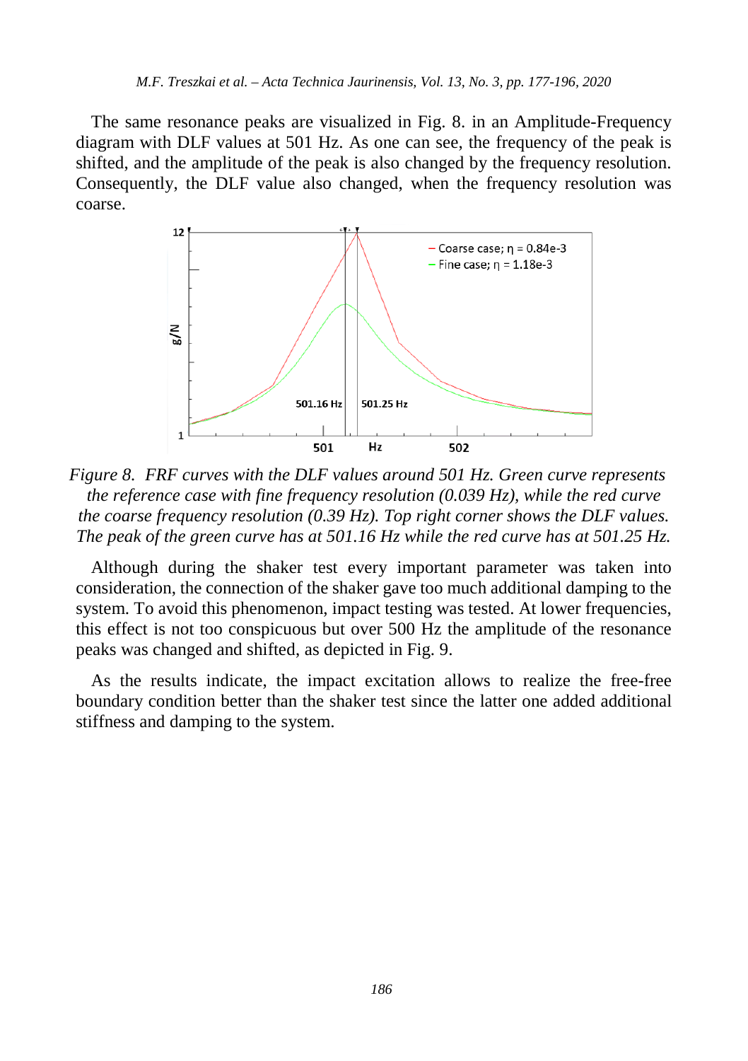The same resonance peaks are visualized in Fig. 8. in an Amplitude-Frequency diagram with DLF values at 501 Hz. As one can see, the frequency of the peak is shifted, and the amplitude of the peak is also changed by the frequency resolution. Consequently, the DLF value also changed, when the frequency resolution was coarse.

*Figure 8. FRF curves with the DLF values around 501 Hz. Green curve represents the reference case with fine frequency resolution (0.039 Hz), while the red curve the coarse frequency resolution (0.39 Hz). Top right corner shows the DLF values. The peak of the green curve has at 501.16 Hz while the red curve has at 501.25 Hz.*

Although during the shaker test every important parameter was taken into consideration, the connection of the shaker gave too much additional damping to the system. To avoid this phenomenon, impact testing was tested. At lower frequencies, this effect is not too conspicuous but over 500 Hz the amplitude of the resonance peaks was changed and shifted, as depicted in Fig. 9.

As the results indicate, the impact excitation allows to realize the free-free boundary condition better than the shaker test since the latter one added additional stiffness and damping to the system.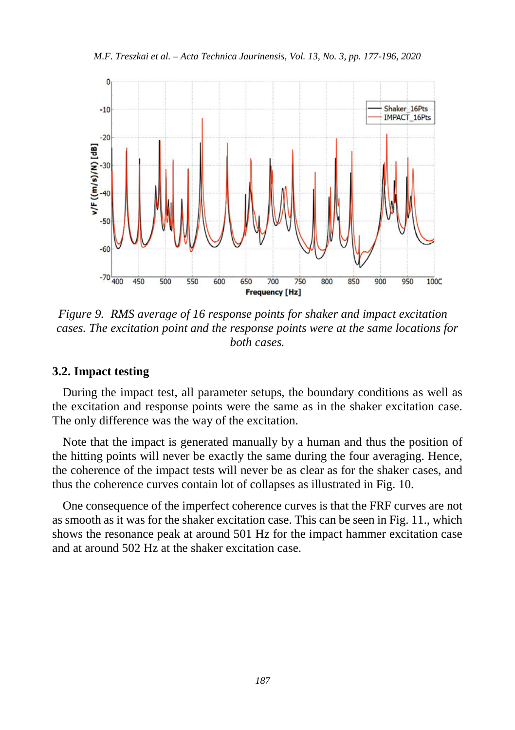*Figure 9. RMS average of 16 response points for shaker and impact excitation cases. The excitation point and the response points were at the same locations for both cases.*

### 3.2. Impact testing

During the impact test, all parameter setups, the boundary conditions as well as the excitation and response points were the same as in the shaker excitation case. The only difference was the way of the excitation.

Note that the impact is generated manually by a human and thus the position of the hitting points will never be exactly the same during the four averaging. Hence, the coherence of the impact tests will never be as clear as for the shaker cases, and thus the coherence curves contain lot of collapses as illustrated in Fig. 10.

One consequence of the imperfect coherence curves is that the FRF curves are not as smooth as it was for the shaker excitation case. This can be seen in Fig. 11., which shows the resonance peak at around 501 Hz for the impact hammer excitation case and at around 502 Hz at the shaker excitation case.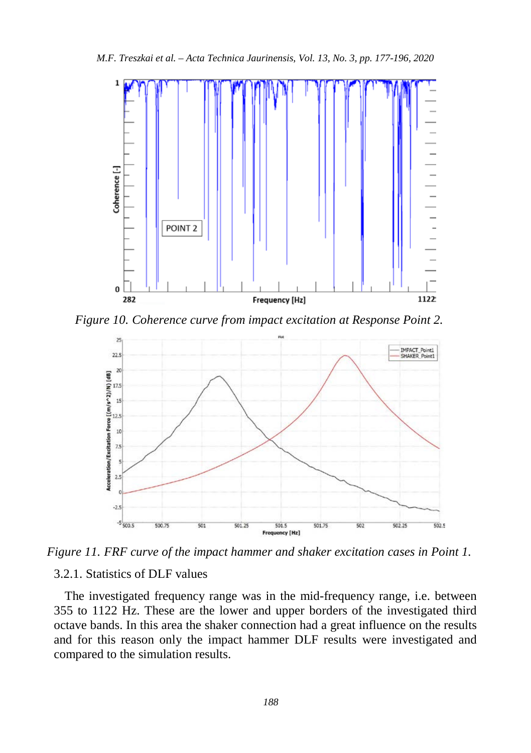*Figure 10. Coherence curve from impact excitation at Response Point 2.*

*Figure 11. FRF curve of the impact hammer and shaker excitation cases in Point 1.*

### 3.2.1. Statistics of DLF values

The investigated frequency range was in the mid-frequency range, i.e. between 355 to 1122 Hz. These are the lower and upper borders of the investigated third octave bands. In this area the shaker connection had a great influence on the results and for this reason only the impact hammer DLF results were investigated and compared to the simulation results.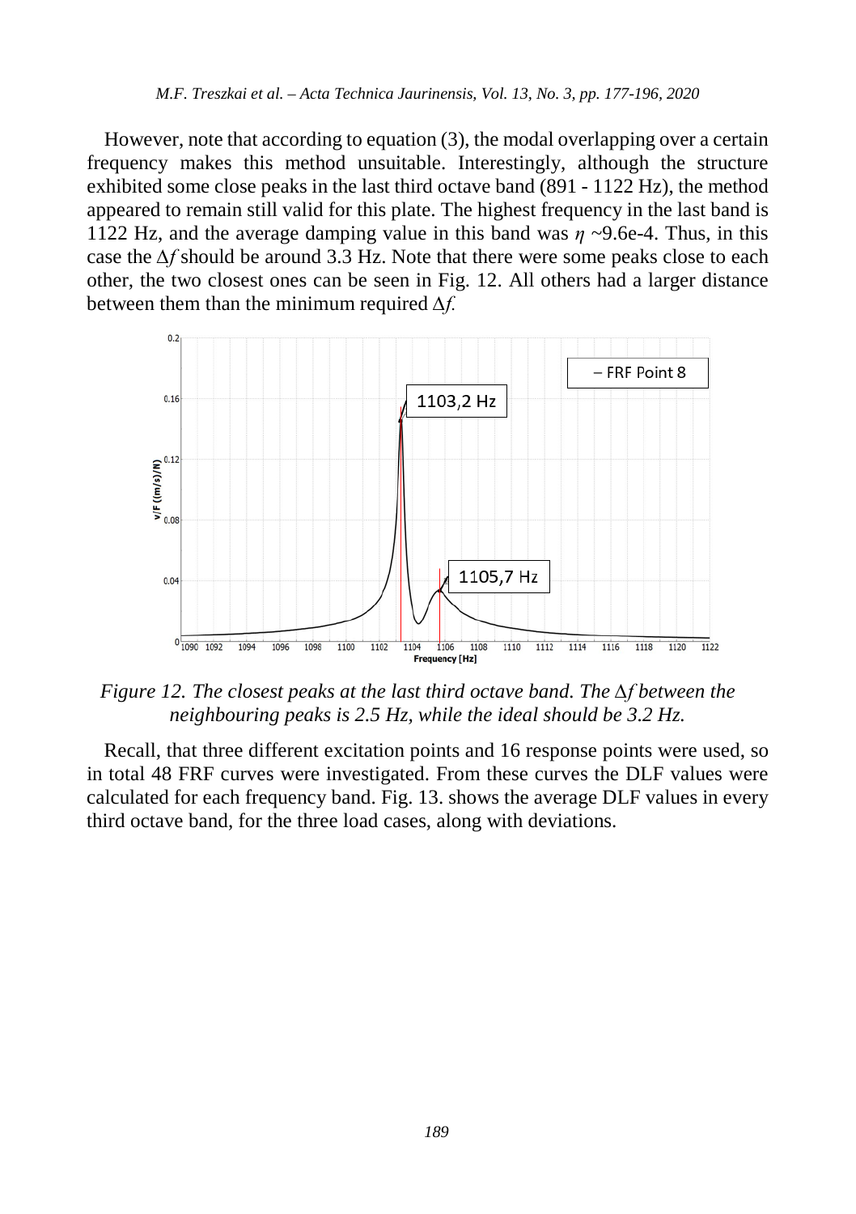However, note that according to equation (3), the modal overlapping over a certain frequency makes this method unsuitable. Interestingly, although the structure exhibited some close peaks in the last third octave band (891 - 1122 Hz), the method appeared to remain still valid for this plate. The highest frequency in the last band is 1122 Hz, and the average damping value in this band was $\eta$ ~9.6e-4. Thus, in this case the $\Delta f$ should be around 3.3 Hz. Note that there were some peaks close to each other, the two closest ones can be seen in Fig. 12. All others had a larger distance between them than the minimum required $\Delta f$.

*Figure 12. The closest peaks at the last third octave band. The $\Delta f$ between the neighbouring peaks is 2.5 Hz, while the ideal should be 3.2 Hz.*

Recall, that three different excitation points and 16 response points were used, so in total 48 FRF curves were investigated. From these curves the DLF values were calculated for each frequency band. Fig. 13. shows the average DLF values in every third octave band, for the three load cases, along with deviations.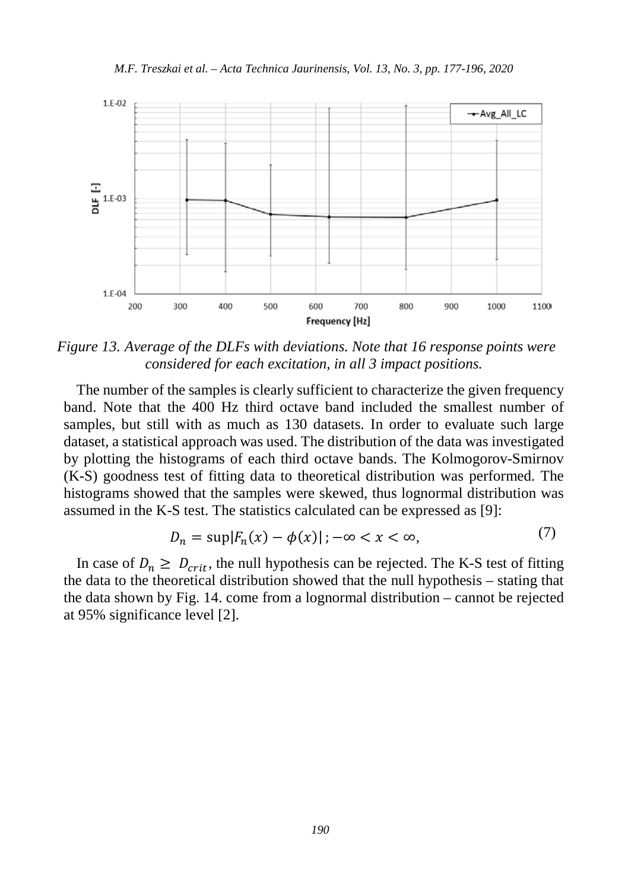*Figure 13. Average of the DLFs with deviations. Note that 16 response points were considered for each excitation, in all 3 impact positions.*

The number of the samples is clearly sufficient to characterize the given frequency band. Note that the 400 Hz third octave band included the smallest number of samples, but still with as much as 130 datasets. In order to evaluate such large dataset, a statistical approach was used. The distribution of the data was investigated by plotting the histograms of each third octave bands. The Kolmogorov-Smirnov (K-S) goodness test of fitting data to theoretical distribution was performed. The histograms showed that the samples were skewed, thus lognormal distribution was assumed in the K-S test. The statistics calculated can be expressed as [9]:

$$D_n = \sup|F_n(x) - \phi(x)|\,; -\infty < x < \infty, \tag{7}$$

In case of $D_n \geq D_{crit}$, the null hypothesis can be rejected. The K-S test of fitting the data to the theoretical distribution showed that the null hypothesis – stating that the data shown by Fig. 14. come from a lognormal distribution – cannot be rejected at 95% significance level [2].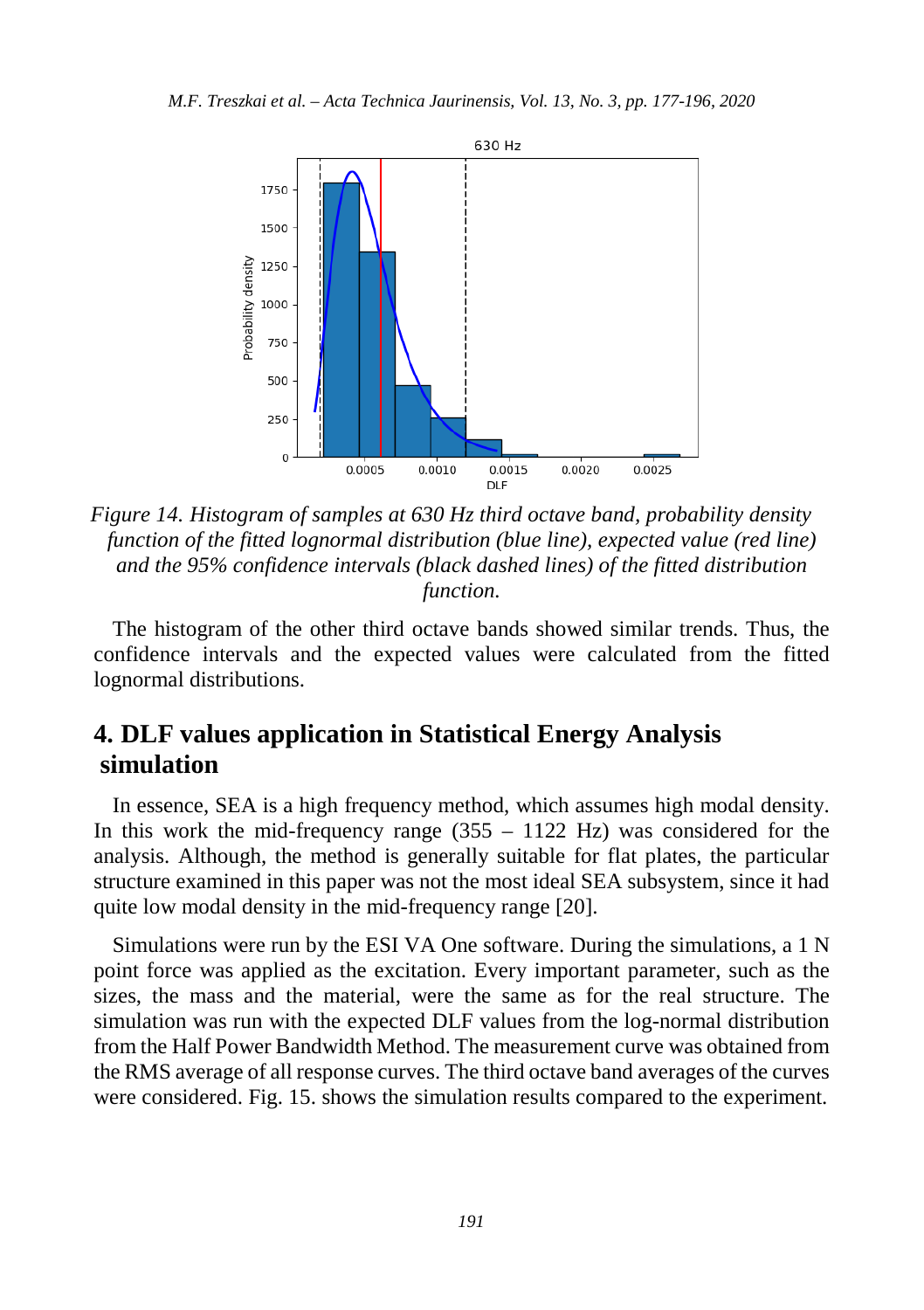Figure 14. Histogram of samples at 630 Hz third octave band, probability density function of the fitted lognormal distribution (blue line), expected value (red line) and the 95% confidence intervals (black dashed lines) of the fitted distribution function.

The histogram of the other third octave bands showed similar trends. Thus, the confidence intervals and the expected values were calculated from the fitted lognormal distributions.

## 4. DLF values application in Statistical Energy Analysis simulation

In essence, SEA is a high frequency method, which assumes high modal density. In this work the mid-frequency range (355 – 1122 Hz) was considered for the analysis. Although, the method is generally suitable for flat plates, the particular structure examined in this paper was not the most ideal SEA subsystem, since it had quite low modal density in the mid-frequency range [20].

Simulations were run by the ESI VA One software. During the simulations, a 1 N point force was applied as the excitation. Every important parameter, such as the sizes, the mass and the material, were the same as for the real structure. The simulation was run with the expected DLF values from the log-normal distribution from the Half Power Bandwidth Method. The measurement curve was obtained from the RMS average of all response curves. The third octave band averages of the curves were considered. Fig. 15. shows the simulation results compared to the experiment.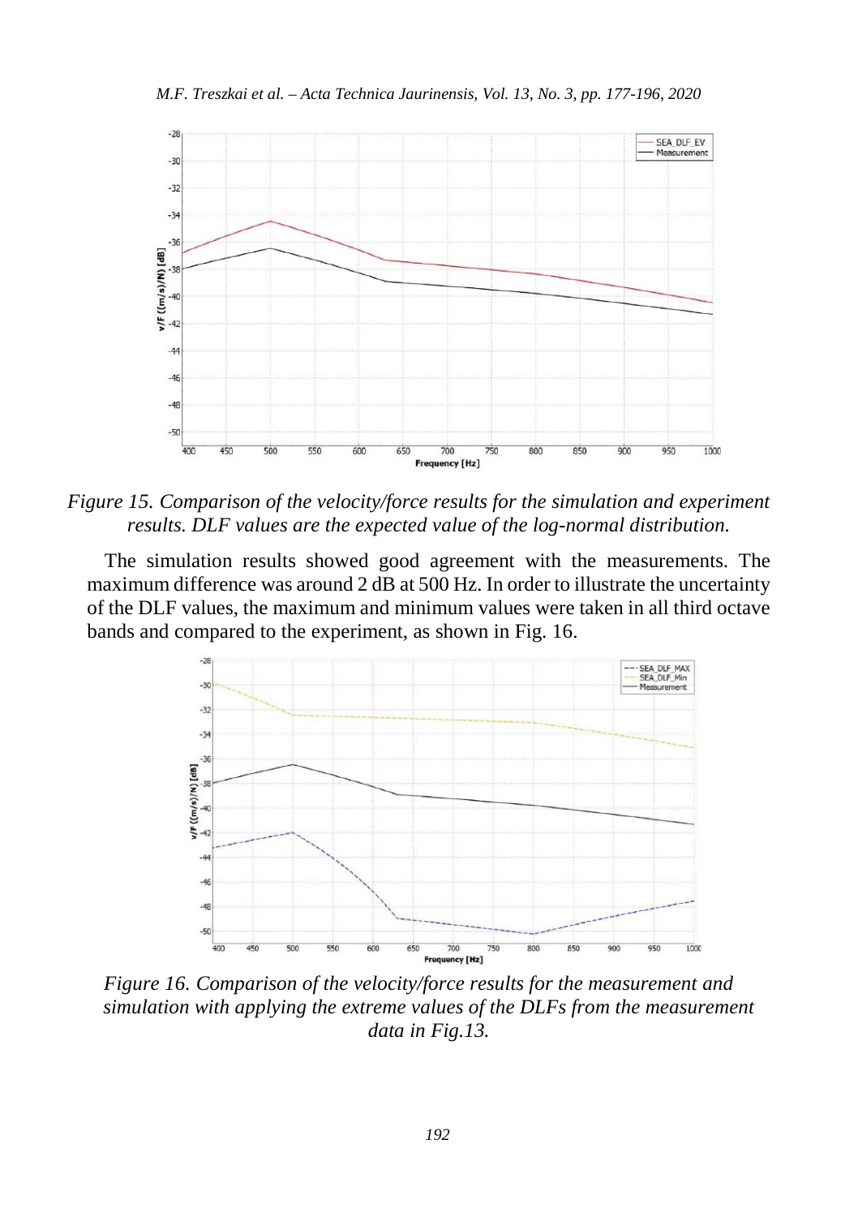*Figure 15. Comparison of the velocity/force results for the simulation and experiment results. DLF values are the expected value of the log-normal distribution.*

The simulation results showed good agreement with the measurements. The maximum difference was around 2 dB at 500 Hz. In order to illustrate the uncertainty of the DLF values, the maximum and minimum values were taken in all third octave bands and compared to the experiment, as shown in Fig. 16.

*Figure 16. Comparison of the velocity/force results for the measurement and simulation with applying the extreme values of the DLFs from the measurement data in Fig.13.*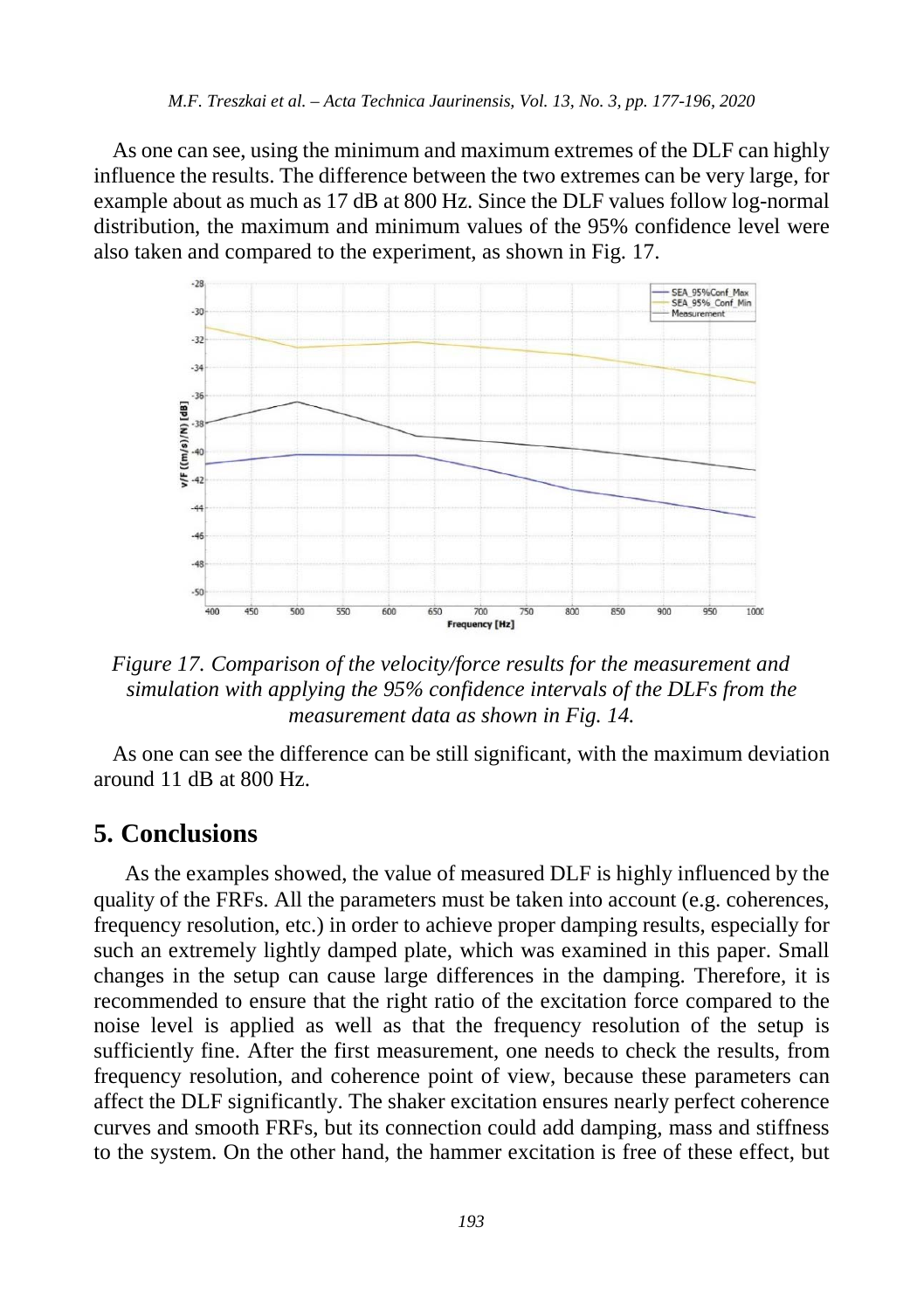As one can see, using the minimum and maximum extremes of the DLF can highly influence the results. The difference between the two extremes can be very large, for example about as much as 17 dB at 800 Hz. Since the DLF values follow log-normal distribution, the maximum and minimum values of the 95% confidence level were also taken and compared to the experiment, as shown in Fig. 17.

*Figure 17. Comparison of the velocity/force results for the measurement and simulation with applying the 95% confidence intervals of the DLFs from the measurement data as shown in Fig. 14.*

As one can see the difference can be still significant, with the maximum deviation around 11 dB at 800 Hz.

## 5. Conclusions

As the examples showed, the value of measured DLF is highly influenced by the quality of the FRFs. All the parameters must be taken into account (e.g. coherences, frequency resolution, etc.) in order to achieve proper damping results, especially for such an extremely lightly damped plate, which was examined in this paper. Small changes in the setup can cause large differences in the damping. Therefore, it is recommended to ensure that the right ratio of the excitation force compared to the noise level is applied as well as that the frequency resolution of the setup is sufficiently fine. After the first measurement, one needs to check the results, from frequency resolution, and coherence point of view, because these parameters can affect the DLF significantly. The shaker excitation ensures nearly perfect coherence curves and smooth FRFs, but its connection could add damping, mass and stiffness to the system. On the other hand, the hammer excitation is free of these effect, but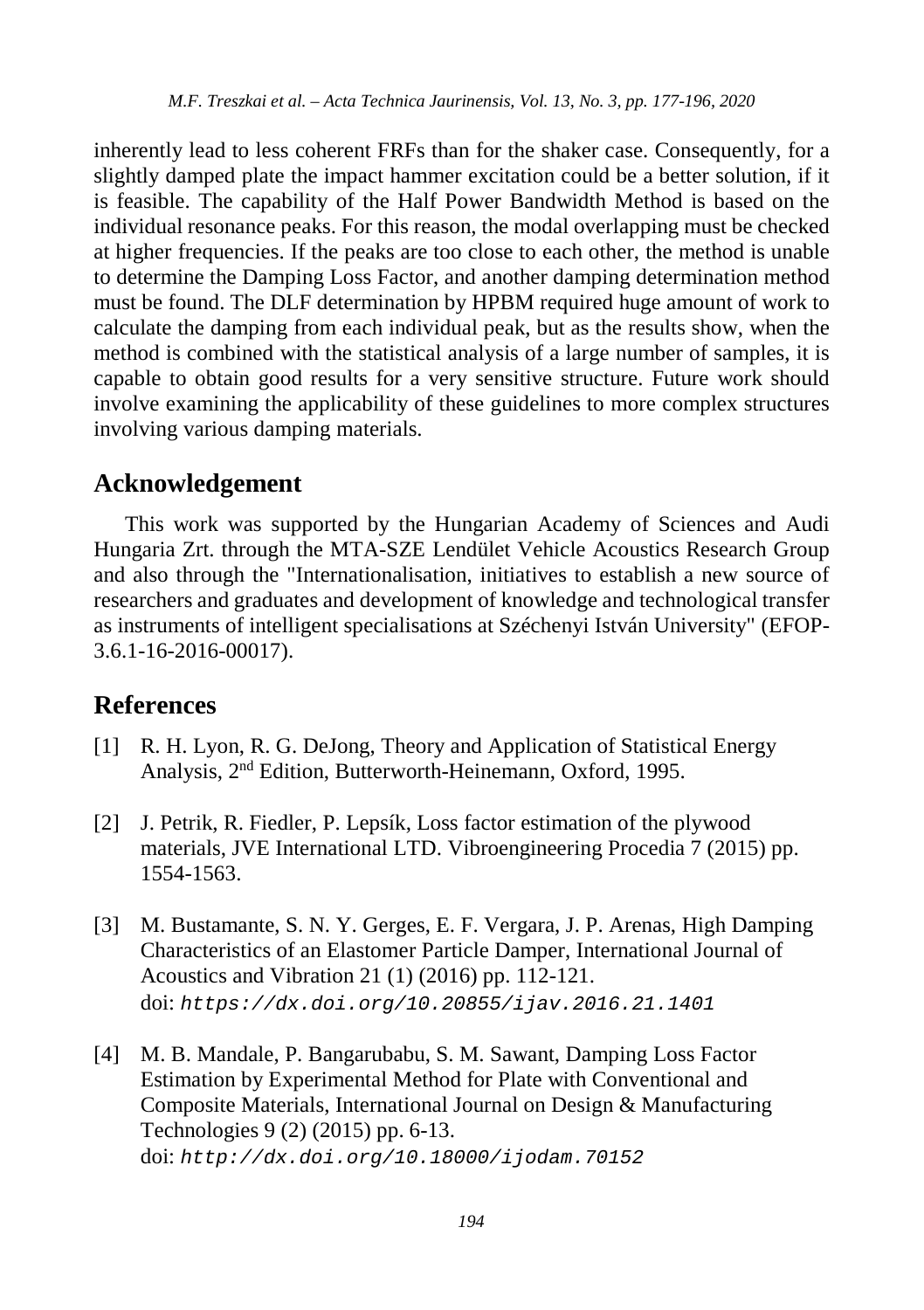inherently lead to less coherent FRFs than for the shaker case. Consequently, for a slightly damped plate the impact hammer excitation could be a better solution, if it is feasible. The capability of the Half Power Bandwidth Method is based on the individual resonance peaks. For this reason, the modal overlapping must be checked at higher frequencies. If the peaks are too close to each other, the method is unable to determine the Damping Loss Factor, and another damping determination method must be found. The DLF determination by HPBM required huge amount of work to calculate the damping from each individual peak, but as the results show, when the method is combined with the statistical analysis of a large number of samples, it is capable to obtain good results for a very sensitive structure. Future work should involve examining the applicability of these guidelines to more complex structures involving various damping materials.

## Acknowledgement

This work was supported by the Hungarian Academy of Sciences and Audi Hungaria Zrt. through the MTA-SZE Lendület Vehicle Acoustics Research Group and also through the "Internationalisation, initiatives to establish a new source of researchers and graduates and development of knowledge and technological transfer as instruments of intelligent specialisations at Széchenyi István University" (EFOP-3.6.1-16-2016-00017).

## References

[1] R. H. Lyon, R. G. DeJong, Theory and Application of Statistical Energy Analysis, 2nd Edition, Butterworth-Heinemann, Oxford, 1995.

[2] J. Petrik, R. Fiedler, P. Lepsík, Loss factor estimation of the plywood materials, JVE International LTD. Vibroengineering Procedia 7 (2015) pp. 1554-1563.

[3] M. Bustamante, S. N. Y. Gerges, E. F. Vergara, J. P. Arenas, High Damping Characteristics of an Elastomer Particle Damper, International Journal of Acoustics and Vibration 21 (1) (2016) pp. 112-121.
doi: *https://dx.doi.org/10.20855/ijav.2016.21.1401*

[4] M. B. Mandale, P. Bangarubabu, S. M. Sawant, Damping Loss Factor Estimation by Experimental Method for Plate with Conventional and Composite Materials, International Journal on Design & Manufacturing Technologies 9 (2) (2015) pp. 6-13.
doi: *http://dx.doi.org/10.18000/ijodam.70152*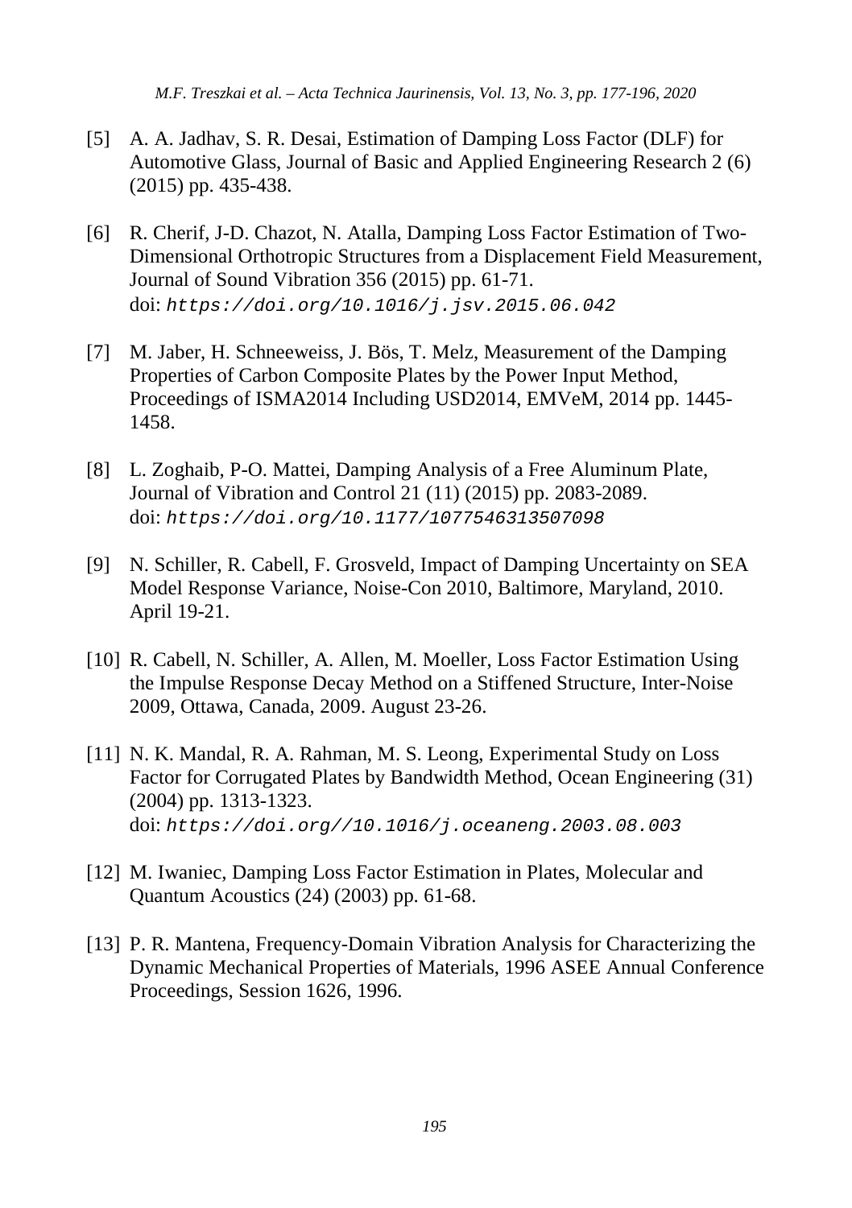[5] A. A. Jadhav, S. R. Desai, Estimation of Damping Loss Factor (DLF) for Automotive Glass, Journal of Basic and Applied Engineering Research 2 (6) (2015) pp. 435-438.

[6] R. Cherif, J-D. Chazot, N. Atalla, Damping Loss Factor Estimation of Two-Dimensional Orthotropic Structures from a Displacement Field Measurement, Journal of Sound Vibration 356 (2015) pp. 61-71.
doi: `https://doi.org/10.1016/j.jsv.2015.06.042`

[7] M. Jaber, H. Schneeweiss, J. Bös, T. Melz, Measurement of the Damping Properties of Carbon Composite Plates by the Power Input Method, Proceedings of ISMA2014 Including USD2014, EMVeM, 2014 pp. 1445-1458.

[8] L. Zoghaib, P-O. Mattei, Damping Analysis of a Free Aluminum Plate, Journal of Vibration and Control 21 (11) (2015) pp. 2083-2089.
doi: `https://doi.org/10.1177/1077546313507098`

[9] N. Schiller, R. Cabell, F. Grosveld, Impact of Damping Uncertainty on SEA Model Response Variance, Noise-Con 2010, Baltimore, Maryland, 2010. April 19-21.

[10] R. Cabell, N. Schiller, A. Allen, M. Moeller, Loss Factor Estimation Using the Impulse Response Decay Method on a Stiffened Structure, Inter-Noise 2009, Ottawa, Canada, 2009. August 23-26.

[11] N. K. Mandal, R. A. Rahman, M. S. Leong, Experimental Study on Loss Factor for Corrugated Plates by Bandwidth Method, Ocean Engineering (31) (2004) pp. 1313-1323.
doi: `https://doi.org//10.1016/j.oceaneng.2003.08.003`

[12] M. Iwaniec, Damping Loss Factor Estimation in Plates, Molecular and Quantum Acoustics (24) (2003) pp. 61-68.

[13] P. R. Mantena, Frequency-Domain Vibration Analysis for Characterizing the Dynamic Mechanical Properties of Materials, 1996 ASEE Annual Conference Proceedings, Session 1626, 1996.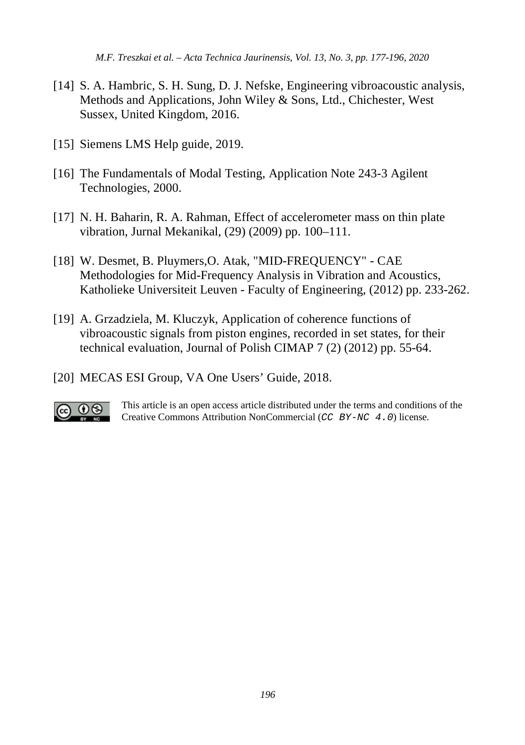[14] S. A. Hambric, S. H. Sung, D. J. Nefske, Engineering vibroacoustic analysis, Methods and Applications, John Wiley & Sons, Ltd., Chichester, West Sussex, United Kingdom, 2016.

[15] Siemens LMS Help guide, 2019.

[16] The Fundamentals of Modal Testing, Application Note 243-3 Agilent Technologies, 2000.

[17] N. H. Baharin, R. A. Rahman, Effect of accelerometer mass on thin plate vibration, Jurnal Mekanikal, (29) (2009) pp. 100–111.

[18] W. Desmet, B. Pluymers,O. Atak, "MID-FREQUENCY" - CAE Methodologies for Mid-Frequency Analysis in Vibration and Acoustics, Katholieke Universiteit Leuven - Faculty of Engineering, (2012) pp. 233-262.

[19] A. Grzadziela, M. Kluczyk, Application of coherence functions of vibroacoustic signals from piston engines, recorded in set states, for their technical evaluation, Journal of Polish CIMAP 7 (2) (2012) pp. 55-64.

[20] MECAS ESI Group, VA One Users' Guide, 2018.

This article is an open access article distributed under the terms and conditions of the Creative Commons Attribution NonCommercial (*CC BY-NC 4.0*) license.